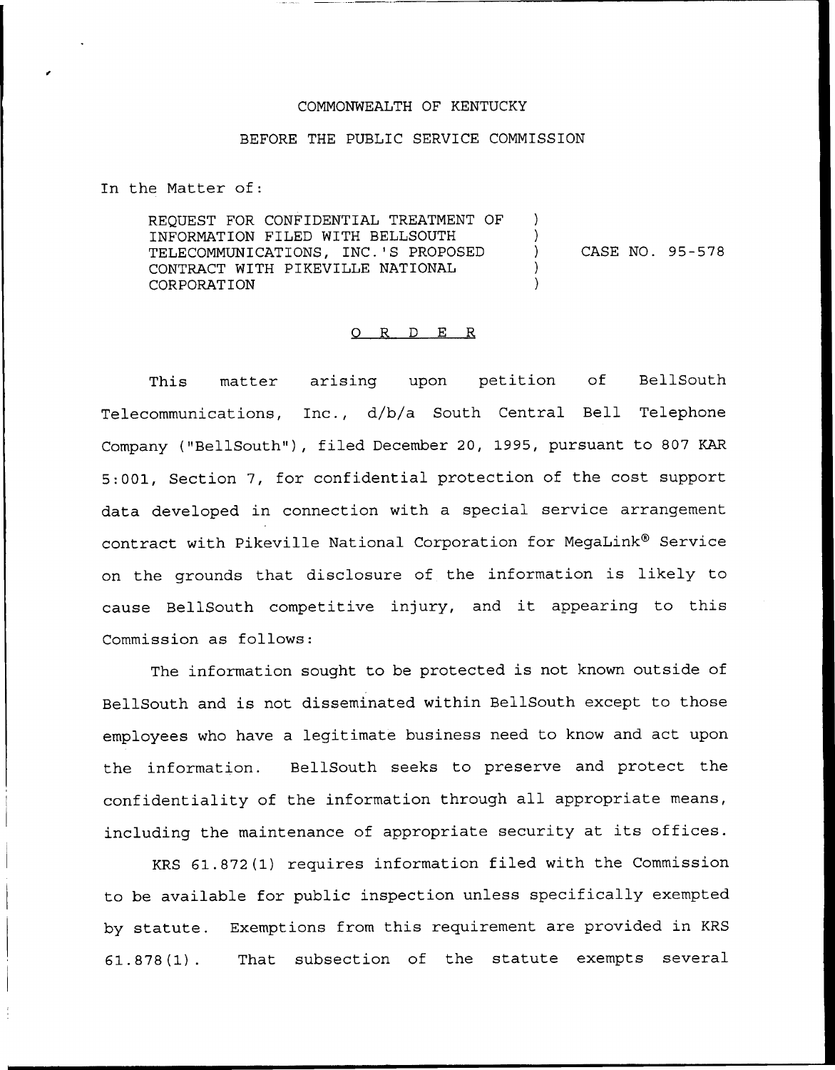COMMONWEALTH OF KENTUCKY

BEFORE THE PUBLIC SERVICE COMMISSION

In the Matter of:

REQUEST FOR CONFIDENTIAL TREATMENT OF INFORMATION FILED WITH BELLSOUTH TELECOMMUNICATIONS, INC.'S PROPOSED CONTRACT WITH PIKEVILLE NATIONAL CORPORATION ) CASE NO. 95-578

O R D E R

This matter arising upon petition of BellSouth Telecommunications, Inc., d/b/a South Central Bell Telephone Company ("BellSouth"), filed December 20, 1995, pursuant to 807 KAR 5:001, Section 7, for confidential protection of the cost support data developed in connection with a special service arrangement contract with Pikeville National Corporation for MegaLink® Service on the grounds that disclosure of the information is likely to cause BellSouth competitive injury, and it appearing to this Commission as follows:

The information sought to be protected is not known outside of BellSouth and is not disseminated within BellSouth except to those employees who have a legitimate business need to know and act upon the information. BellSouth seeks to preserve and protect the confidentiality of the information through all appropriate means, including the maintenance of appropriate security at its offices.

KRS 61.872(1) requires information filed with the Commission to be available for public inspection unless specifically exempted by statute. Exemptions from this requirement are provided in KRS 61.878(1). That subsection of the statute exempts several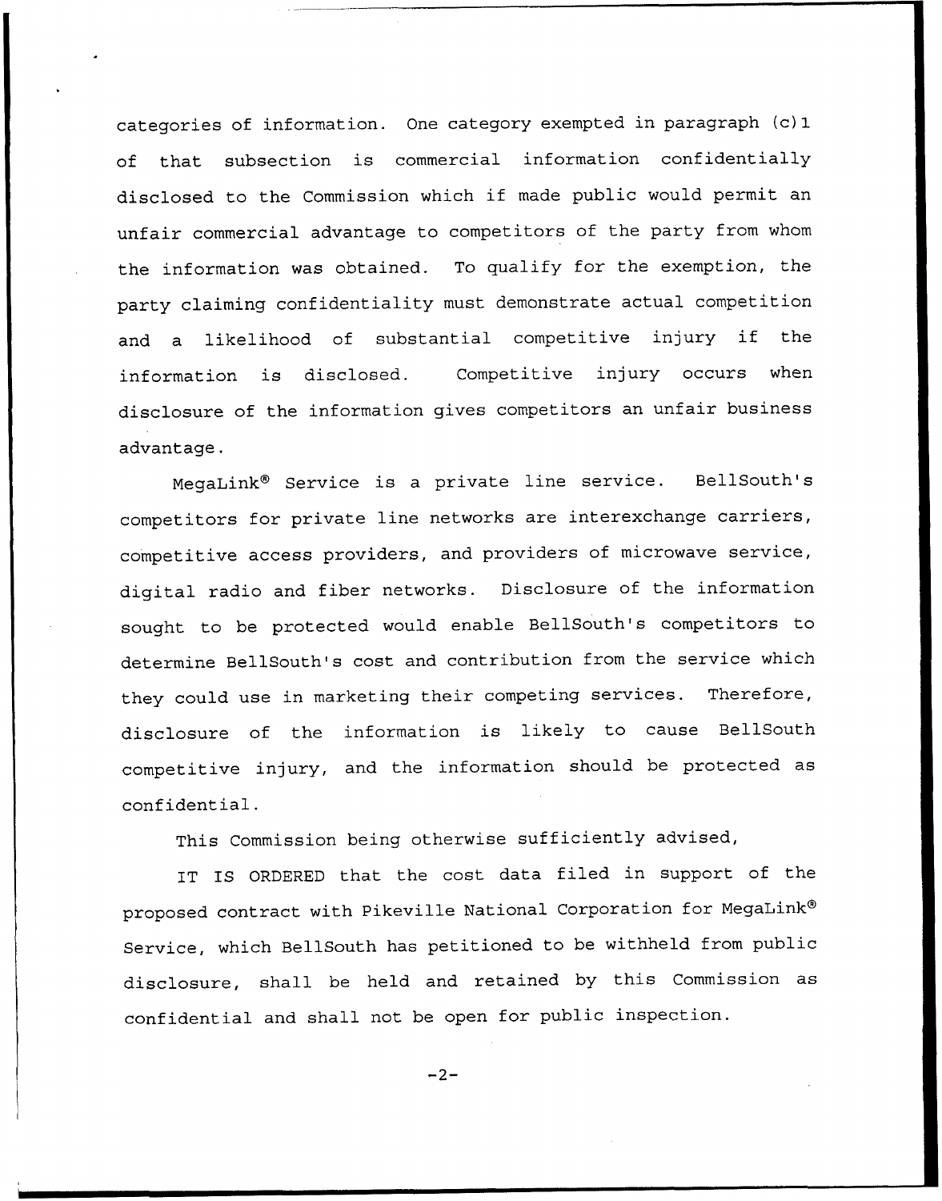categories of information. One category exempted in paragraph (c)1 of that subsection is commercial information confidentially disclosed to the Commission which if made public would permit an unfair commercial advantage to competitors of the party from whom the information was obtained. To qualify for the exemption, the party claiming confidentiality must demonstrate actual competition and a likelihood of substantial competitive injury if the information is disclosed. Competitive injury occurs when disclosure of the information gives competitors an unfair business advantage.

MegaLink® Service is a private line service. BellSouth's competitors for private line networks are interexchange carriers, competitive access providers, and providers of microwave service, digital radio and fiber networks. Disclosure of the information sought to be protected would enable BellSouth's competitors to determine BellSouth's cost and contribution from the service which they could use in marketing their competing services. Therefore, disclosure of the information is likely to cause BellSouth competitive injury, and the information should be protected as confidential.

This Commission being otherwise sufficiently advised,

IT IS ORDERED that the cost data filed in support of the proposed contract with Pikeville National Corporation for MegaLink® Service, which BellSouth has petitioned to be withheld from public disclosure, shall be held and retained by this Commission as confidential and shall not be open for public inspection.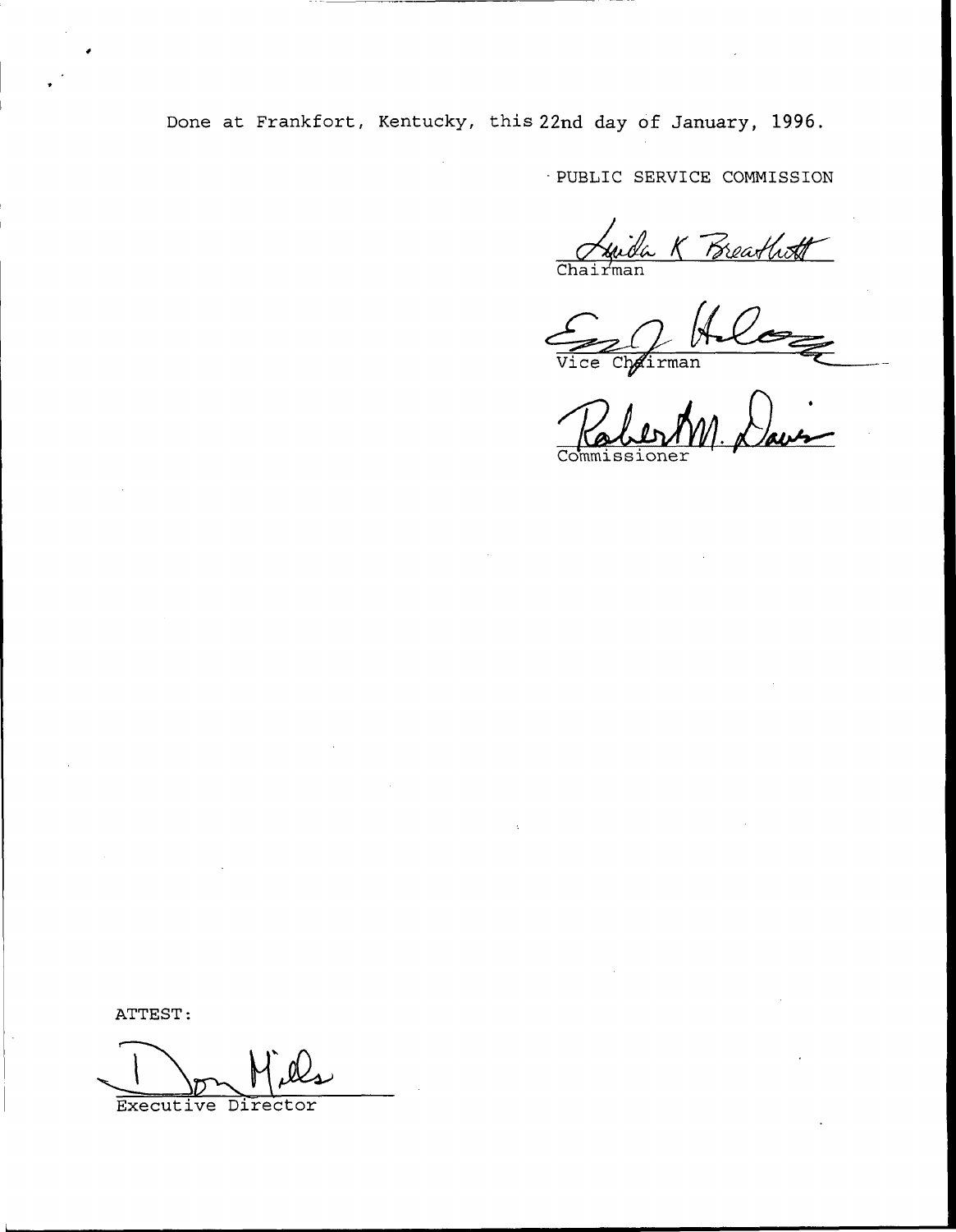Done at Frankfort, Kentucky, this 22nd day of January, 1996.

PUBLIC SERVICE COMMISSION

Linda K Breathitt
Chairman

Vice Chairman

Robert M. Davis
Commissioner

ATTEST:

Don Mills
Executive Director